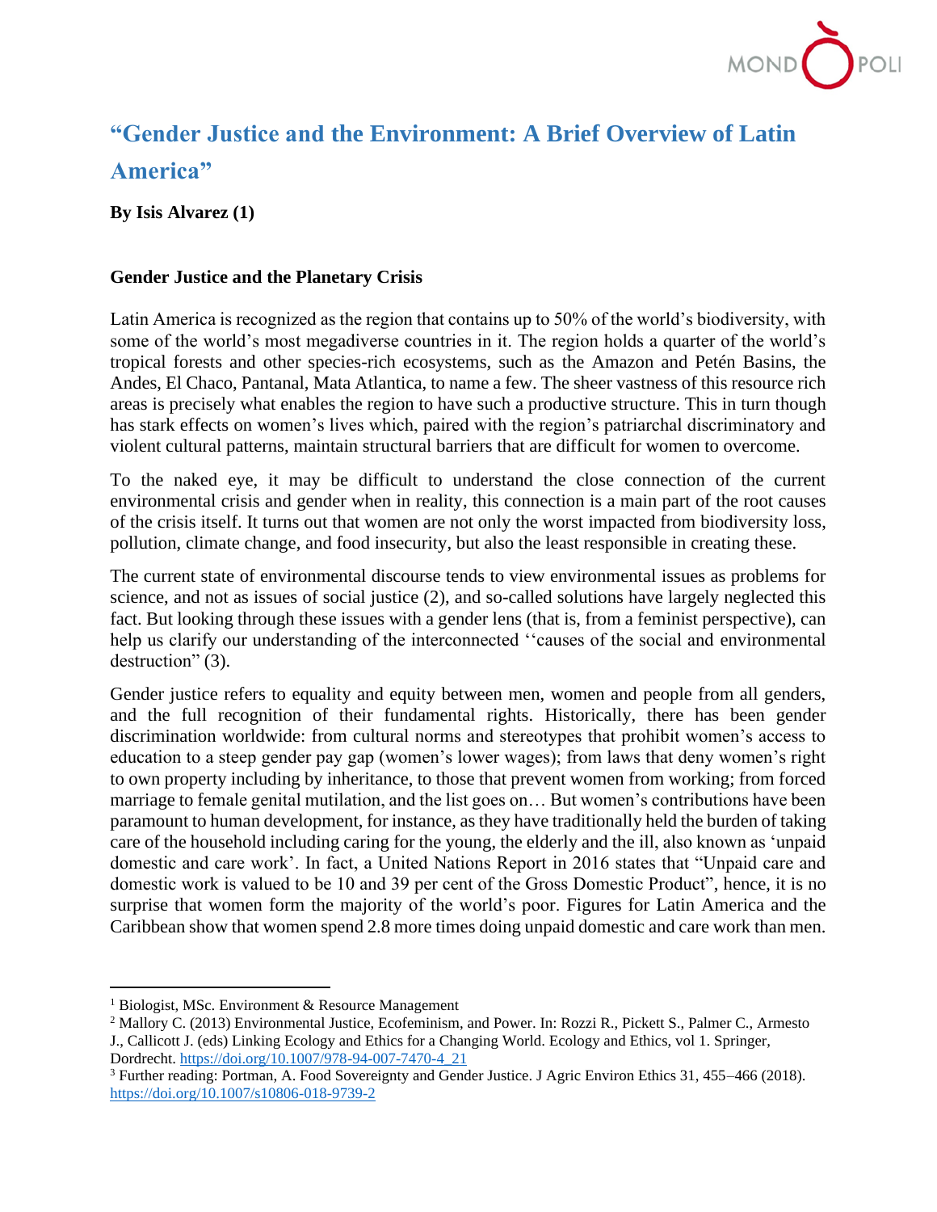# "Gender Justice and the Environment: A Brief Overview of Latin America"

**By Isis Alvarez (1)**

### Gender Justice and the Planetary Crisis

Latin America is recognized as the region that contains up to 50% of the world's biodiversity, with some of the world's most megadiverse countries in it. The region holds a quarter of the world's tropical forests and other species-rich ecosystems, such as the Amazon and Petén Basins, the Andes, El Chaco, Pantanal, Mata Atlantica, to name a few. The sheer vastness of this resource rich areas is precisely what enables the region to have such a productive structure. This in turn though has stark effects on women's lives which, paired with the region's patriarchal discriminatory and violent cultural patterns, maintain structural barriers that are difficult for women to overcome.

To the naked eye, it may be difficult to understand the close connection of the current environmental crisis and gender when in reality, this connection is a main part of the root causes of the crisis itself. It turns out that women are not only the worst impacted from biodiversity loss, pollution, climate change, and food insecurity, but also the least responsible in creating these.

The current state of environmental discourse tends to view environmental issues as problems for science, and not as issues of social justice (2), and so-called solutions have largely neglected this fact. But looking through these issues with a gender lens (that is, from a feminist perspective), can help us clarify our understanding of the interconnected ''causes of the social and environmental destruction" (3).

Gender justice refers to equality and equity between men, women and people from all genders, and the full recognition of their fundamental rights. Historically, there has been gender discrimination worldwide: from cultural norms and stereotypes that prohibit women's access to education to a steep gender pay gap (women's lower wages); from laws that deny women's right to own property including by inheritance, to those that prevent women from working; from forced marriage to female genital mutilation, and the list goes on… But women's contributions have been paramount to human development, for instance, as they have traditionally held the burden of taking care of the household including caring for the young, the elderly and the ill, also known as 'unpaid domestic and care work'. In fact, a United Nations Report in 2016 states that "Unpaid care and domestic work is valued to be 10 and 39 per cent of the Gross Domestic Product", hence, it is no surprise that women form the majority of the world's poor. Figures for Latin America and the Caribbean show that women spend 2.8 more times doing unpaid domestic and care work than men.

---

[1] Biologist, MSc. Environment & Resource Management

[2] Mallory C. (2013) Environmental Justice, Ecofeminism, and Power. In: Rozzi R., Pickett S., Palmer C., Armesto J., Callicott J. (eds) Linking Ecology and Ethics for a Changing World. Ecology and Ethics, vol 1. Springer, Dordrecht. https://doi.org/10.1007/978-94-007-7470-4_21

[3] Further reading: Portman, A. Food Sovereignty and Gender Justice. J Agric Environ Ethics 31, 455–466 (2018). https://doi.org/10.1007/s10806-018-9739-2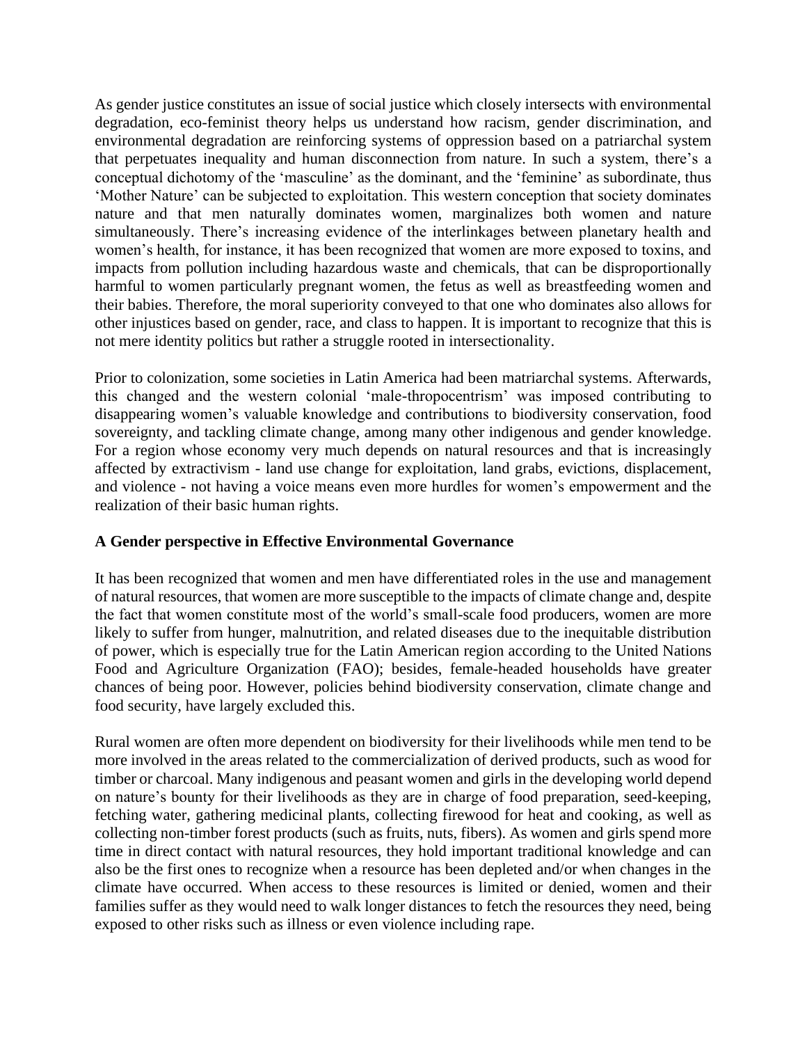As gender justice constitutes an issue of social justice which closely intersects with environmental degradation, eco-feminist theory helps us understand how racism, gender discrimination, and environmental degradation are reinforcing systems of oppression based on a patriarchal system that perpetuates inequality and human disconnection from nature. In such a system, there's a conceptual dichotomy of the 'masculine' as the dominant, and the 'feminine' as subordinate, thus 'Mother Nature' can be subjected to exploitation. This western conception that society dominates nature and that men naturally dominates women, marginalizes both women and nature simultaneously. There's increasing evidence of the interlinkages between planetary health and women's health, for instance, it has been recognized that women are more exposed to toxins, and impacts from pollution including hazardous waste and chemicals, that can be disproportionally harmful to women particularly pregnant women, the fetus as well as breastfeeding women and their babies. Therefore, the moral superiority conveyed to that one who dominates also allows for other injustices based on gender, race, and class to happen. It is important to recognize that this is not mere identity politics but rather a struggle rooted in intersectionality.

Prior to colonization, some societies in Latin America had been matriarchal systems. Afterwards, this changed and the western colonial 'male-thropocentrism' was imposed contributing to disappearing women's valuable knowledge and contributions to biodiversity conservation, food sovereignty, and tackling climate change, among many other indigenous and gender knowledge. For a region whose economy very much depends on natural resources and that is increasingly affected by extractivism - land use change for exploitation, land grabs, evictions, displacement, and violence - not having a voice means even more hurdles for women's empowerment and the realization of their basic human rights.

**A Gender perspective in Effective Environmental Governance**

It has been recognized that women and men have differentiated roles in the use and management of natural resources, that women are more susceptible to the impacts of climate change and, despite the fact that women constitute most of the world's small-scale food producers, women are more likely to suffer from hunger, malnutrition, and related diseases due to the inequitable distribution of power, which is especially true for the Latin American region according to the United Nations Food and Agriculture Organization (FAO); besides, female-headed households have greater chances of being poor. However, policies behind biodiversity conservation, climate change and food security, have largely excluded this.

Rural women are often more dependent on biodiversity for their livelihoods while men tend to be more involved in the areas related to the commercialization of derived products, such as wood for timber or charcoal. Many indigenous and peasant women and girls in the developing world depend on nature's bounty for their livelihoods as they are in charge of food preparation, seed-keeping, fetching water, gathering medicinal plants, collecting firewood for heat and cooking, as well as collecting non-timber forest products (such as fruits, nuts, fibers). As women and girls spend more time in direct contact with natural resources, they hold important traditional knowledge and can also be the first ones to recognize when a resource has been depleted and/or when changes in the climate have occurred. When access to these resources is limited or denied, women and their families suffer as they would need to walk longer distances to fetch the resources they need, being exposed to other risks such as illness or even violence including rape.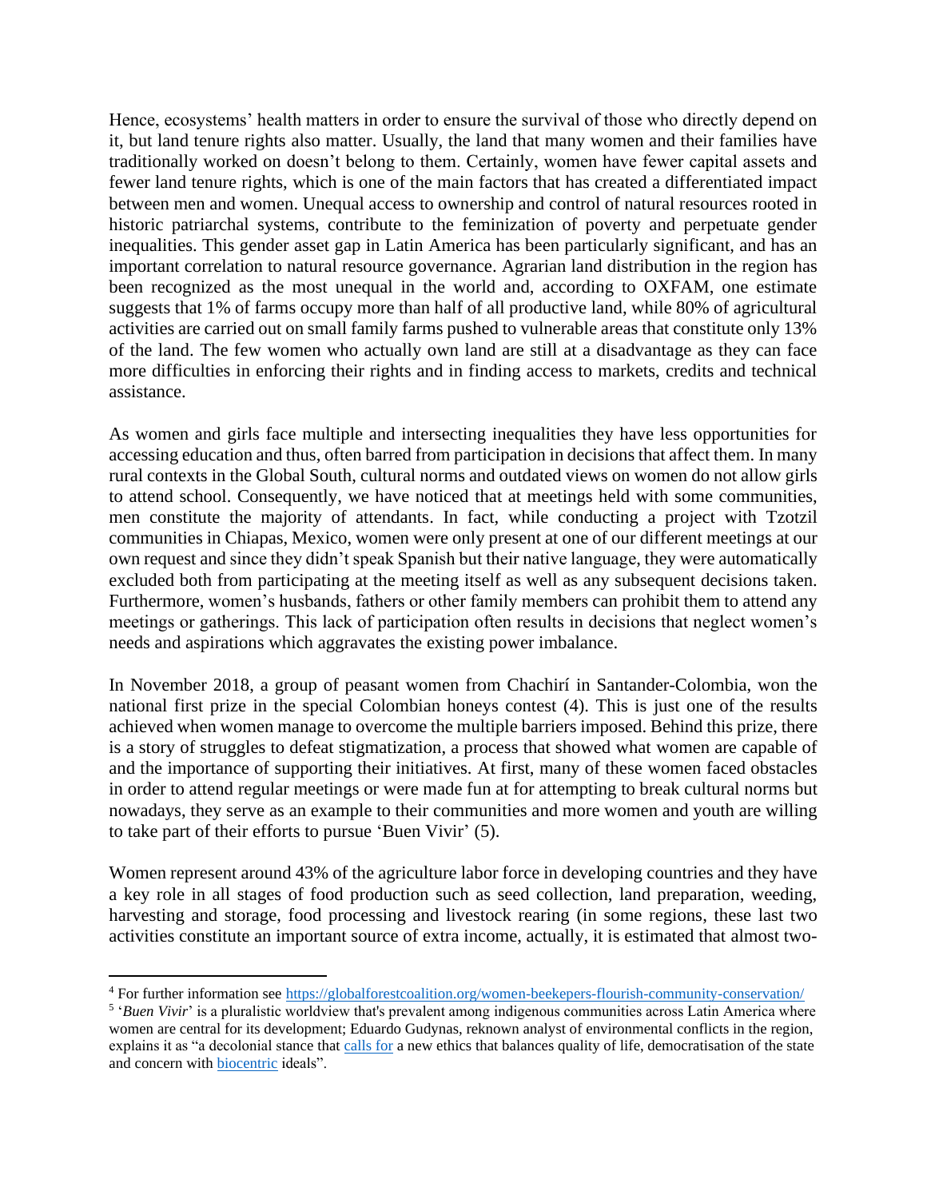Hence, ecosystems' health matters in order to ensure the survival of those who directly depend on it, but land tenure rights also matter. Usually, the land that many women and their families have traditionally worked on doesn't belong to them. Certainly, women have fewer capital assets and fewer land tenure rights, which is one of the main factors that has created a differentiated impact between men and women. Unequal access to ownership and control of natural resources rooted in historic patriarchal systems, contribute to the feminization of poverty and perpetuate gender inequalities. This gender asset gap in Latin America has been particularly significant, and has an important correlation to natural resource governance. Agrarian land distribution in the region has been recognized as the most unequal in the world and, according to OXFAM, one estimate suggests that 1% of farms occupy more than half of all productive land, while 80% of agricultural activities are carried out on small family farms pushed to vulnerable areas that constitute only 13% of the land. The few women who actually own land are still at a disadvantage as they can face more difficulties in enforcing their rights and in finding access to markets, credits and technical assistance.

As women and girls face multiple and intersecting inequalities they have less opportunities for accessing education and thus, often barred from participation in decisions that affect them. In many rural contexts in the Global South, cultural norms and outdated views on women do not allow girls to attend school. Consequently, we have noticed that at meetings held with some communities, men constitute the majority of attendants. In fact, while conducting a project with Tzotzil communities in Chiapas, Mexico, women were only present at one of our different meetings at our own request and since they didn't speak Spanish but their native language, they were automatically excluded both from participating at the meeting itself as well as any subsequent decisions taken. Furthermore, women's husbands, fathers or other family members can prohibit them to attend any meetings or gatherings. This lack of participation often results in decisions that neglect women's needs and aspirations which aggravates the existing power imbalance.

In November 2018, a group of peasant women from Chachirí in Santander-Colombia, won the national first prize in the special Colombian honeys contest (4). This is just one of the results achieved when women manage to overcome the multiple barriers imposed. Behind this prize, there is a story of struggles to defeat stigmatization, a process that showed what women are capable of and the importance of supporting their initiatives. At first, many of these women faced obstacles in order to attend regular meetings or were made fun at for attempting to break cultural norms but nowadays, they serve as an example to their communities and more women and youth are willing to take part of their efforts to pursue 'Buen Vivir' (5).

Women represent around 43% of the agriculture labor force in developing countries and they have a key role in all stages of food production such as seed collection, land preparation, weeding, harvesting and storage, food processing and livestock rearing (in some regions, these last two activities constitute an important source of extra income, actually, it is estimated that almost two-

---

[4] For further information see https://globalforestcoalition.org/women-beekepers-flourish-community-conservation/

[5] '*Buen Vivir*' is a pluralistic worldview that's prevalent among indigenous communities across Latin America where women are central for its development; Eduardo Gudynas, reknown analyst of environmental conflicts in the region, explains it as "a decolonial stance that calls for a new ethics that balances quality of life, democratisation of the state and concern with biocentric ideals".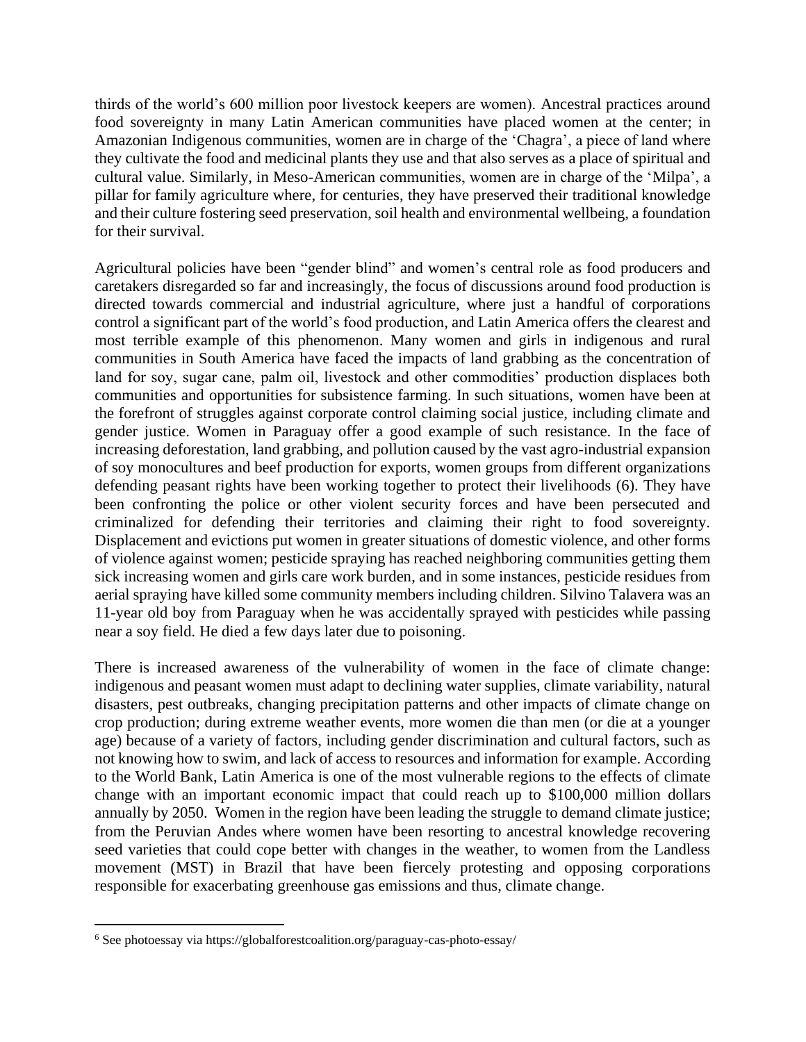thirds of the world's 600 million poor livestock keepers are women). Ancestral practices around food sovereignty in many Latin American communities have placed women at the center; in Amazonian Indigenous communities, women are in charge of the 'Chagra', a piece of land where they cultivate the food and medicinal plants they use and that also serves as a place of spiritual and cultural value. Similarly, in Meso-American communities, women are in charge of the 'Milpa', a pillar for family agriculture where, for centuries, they have preserved their traditional knowledge and their culture fostering seed preservation, soil health and environmental wellbeing, a foundation for their survival.

Agricultural policies have been "gender blind" and women's central role as food producers and caretakers disregarded so far and increasingly, the focus of discussions around food production is directed towards commercial and industrial agriculture, where just a handful of corporations control a significant part of the world's food production, and Latin America offers the clearest and most terrible example of this phenomenon. Many women and girls in indigenous and rural communities in South America have faced the impacts of land grabbing as the concentration of land for soy, sugar cane, palm oil, livestock and other commodities' production displaces both communities and opportunities for subsistence farming. In such situations, women have been at the forefront of struggles against corporate control claiming social justice, including climate and gender justice. Women in Paraguay offer a good example of such resistance. In the face of increasing deforestation, land grabbing, and pollution caused by the vast agro-industrial expansion of soy monocultures and beef production for exports, women groups from different organizations defending peasant rights have been working together to protect their livelihoods (6). They have been confronting the police or other violent security forces and have been persecuted and criminalized for defending their territories and claiming their right to food sovereignty. Displacement and evictions put women in greater situations of domestic violence, and other forms of violence against women; pesticide spraying has reached neighboring communities getting them sick increasing women and girls care work burden, and in some instances, pesticide residues from aerial spraying have killed some community members including children. Silvino Talavera was an 11-year old boy from Paraguay when he was accidentally sprayed with pesticides while passing near a soy field. He died a few days later due to poisoning.

There is increased awareness of the vulnerability of women in the face of climate change: indigenous and peasant women must adapt to declining water supplies, climate variability, natural disasters, pest outbreaks, changing precipitation patterns and other impacts of climate change on crop production; during extreme weather events, more women die than men (or die at a younger age) because of a variety of factors, including gender discrimination and cultural factors, such as not knowing how to swim, and lack of access to resources and information for example. According to the World Bank, Latin America is one of the most vulnerable regions to the effects of climate change with an important economic impact that could reach up to $100,000 million dollars annually by 2050. Women in the region have been leading the struggle to demand climate justice; from the Peruvian Andes where women have been resorting to ancestral knowledge recovering seed varieties that could cope better with changes in the weather, to women from the Landless movement (MST) in Brazil that have been fiercely protesting and opposing corporations responsible for exacerbating greenhouse gas emissions and thus, climate change.

---

[6] See photoessay via https://globalforestcoalition.org/paraguay-cas-photo-essay/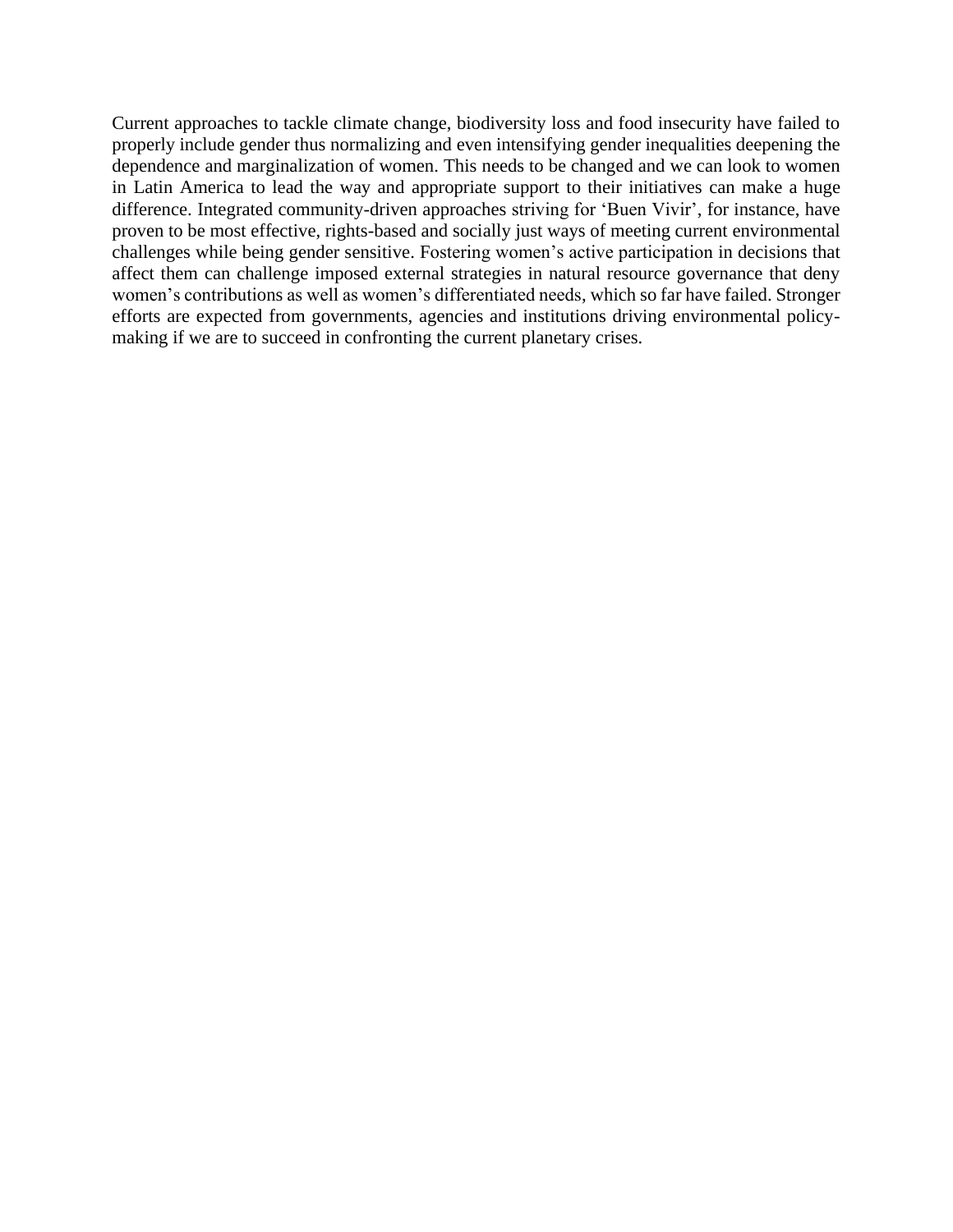Current approaches to tackle climate change, biodiversity loss and food insecurity have failed to properly include gender thus normalizing and even intensifying gender inequalities deepening the dependence and marginalization of women. This needs to be changed and we can look to women in Latin America to lead the way and appropriate support to their initiatives can make a huge difference. Integrated community-driven approaches striving for 'Buen Vivir', for instance, have proven to be most effective, rights-based and socially just ways of meeting current environmental challenges while being gender sensitive. Fostering women's active participation in decisions that affect them can challenge imposed external strategies in natural resource governance that deny women's contributions as well as women's differentiated needs, which so far have failed. Stronger efforts are expected from governments, agencies and institutions driving environmental policy-making if we are to succeed in confronting the current planetary crises.